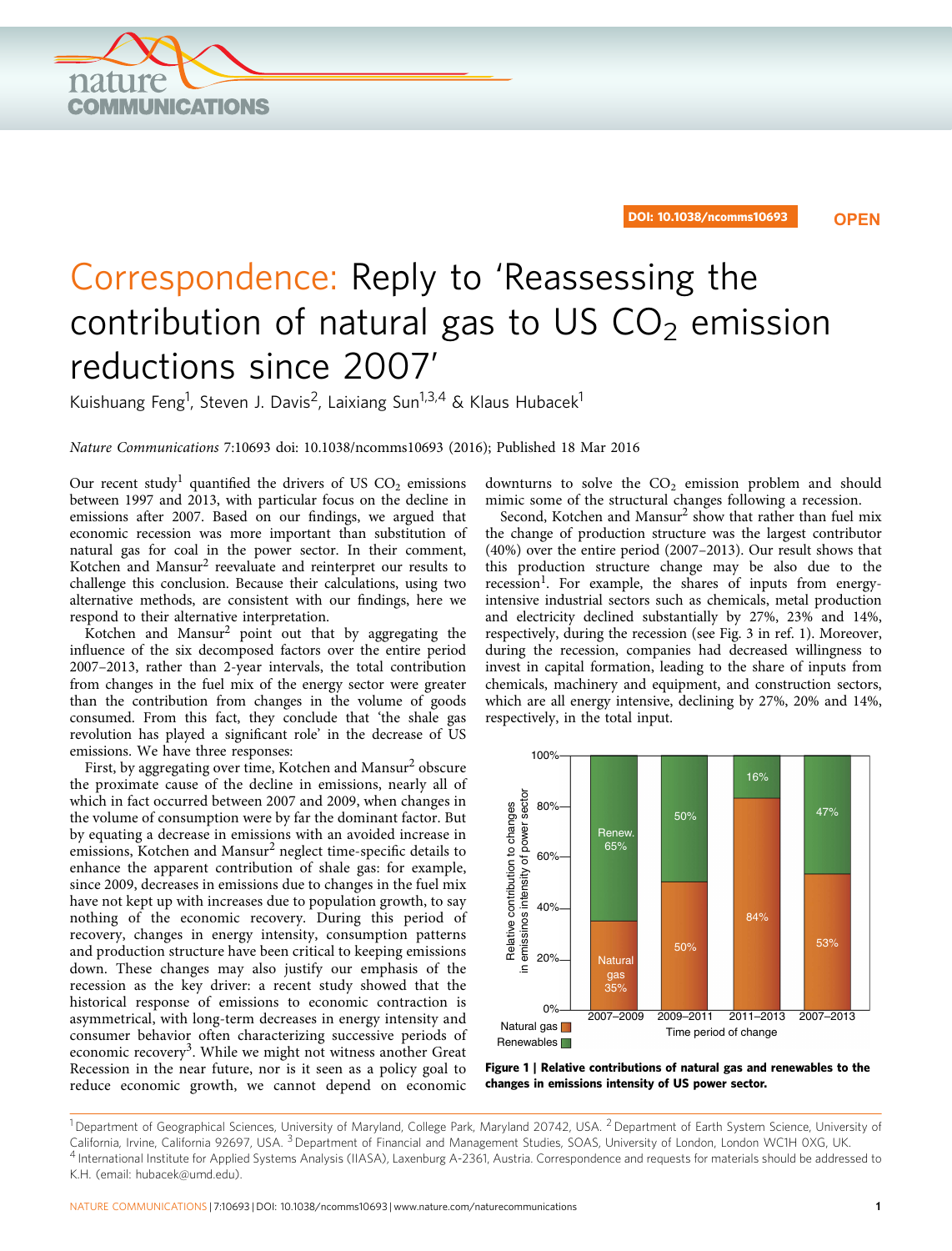DOI: 10.1038/ncomms10693 OPEN

# Correspondence: Reply to 'Reassessing the contribution of natural gas to US $CO_2$ emission reductions since 2007'

Kuishuang Feng[1], Steven J. Davis[2], Laixiang Sun[1,3,4] & Klaus Hubacek[1]

*Nature Communications* 7:10693 doi: 10.1038/ncomms10693 (2016); Published 18 Mar 2016

Our recent study[1] quantified the drivers of US $CO_2$ emissions between 1997 and 2013, with particular focus on the decline in emissions after 2007. Based on our findings, we argued that economic recession was more important than substitution of natural gas for coal in the power sector. In their comment, Kotchen and Mansur[2] reevaluate and reinterpret our results to challenge this conclusion. Because their calculations, using two alternative methods, are consistent with our findings, here we respond to their alternative interpretation.

Kotchen and Mansur[2] point out that by aggregating the influence of the six decomposed factors over the entire period 2007–2013, rather than 2-year intervals, the total contribution from changes in the fuel mix of the energy sector were greater than the contribution from changes in the volume of goods consumed. From this fact, they conclude that 'the shale gas revolution has played a significant role' in the decrease of US emissions. We have three responses:

First, by aggregating over time, Kotchen and Mansur[2] obscure the proximate cause of the decline in emissions, nearly all of which in fact occurred between 2007 and 2009, when changes in the volume of consumption were by far the dominant factor. But by equating a decrease in emissions with an avoided increase in emissions, Kotchen and Mansur[2] neglect time-specific details to enhance the apparent contribution of shale gas: for example, since 2009, decreases in emissions due to changes in the fuel mix have not kept up with increases due to population growth, to say nothing of the economic recovery. During this period of recovery, changes in energy intensity, consumption patterns and production structure have been critical to keeping emissions down. These changes may also justify our emphasis of the recession as the key driver: a recent study showed that the historical response of emissions to economic contraction is asymmetrical, with long-term decreases in energy intensity and consumer behavior often characterizing successive periods of economic recovery[3]. While we might not witness another Great Recession in the near future, nor is it seen as a policy goal to reduce economic growth, we cannot depend on economic downturns to solve the $CO_2$ emission problem and should mimic some of the structural changes following a recession.

Second, Kotchen and Mansur[2] show that rather than fuel mix the change of production structure was the largest contributor (40%) over the entire period (2007–2013). Our result shows that this production structure change may be also due to the recession[1]. For example, the shares of inputs from energy-intensive industrial sectors such as chemicals, metal production and electricity declined substantially by 27%, 23% and 14%, respectively, during the recession (see Fig. 3 in ref. 1). Moreover, during the recession, companies had decreased willingness to invest in capital formation, leading to the share of inputs from chemicals, machinery and equipment, and construction sectors, which are all energy intensive, declining by 27%, 20% and 14%, respectively, in the total input.

| Time period of change | Natural gas | Renewables |
|---|---|---|
| 2007–2009 | 35% | 65% |
| 2009–2011 | 50% | 50% |
| 2011–2013 | 84% | 16% |
| 2007–2013 | 53% | 47% |

**Figure 1 | Relative contributions of natural gas and renewables to the changes in emissions intensity of US power sector.**

[1] Department of Geographical Sciences, University of Maryland, College Park, Maryland 20742, USA. [2] Department of Earth System Science, University of California, Irvine, California 92697, USA. [3] Department of Financial and Management Studies, SOAS, University of London, London WC1H 0XG, UK. [4] International Institute for Applied Systems Analysis (IIASA), Laxenburg A-2361, Austria. Correspondence and requests for materials should be addressed to K.H. (email: hubacek@umd.edu).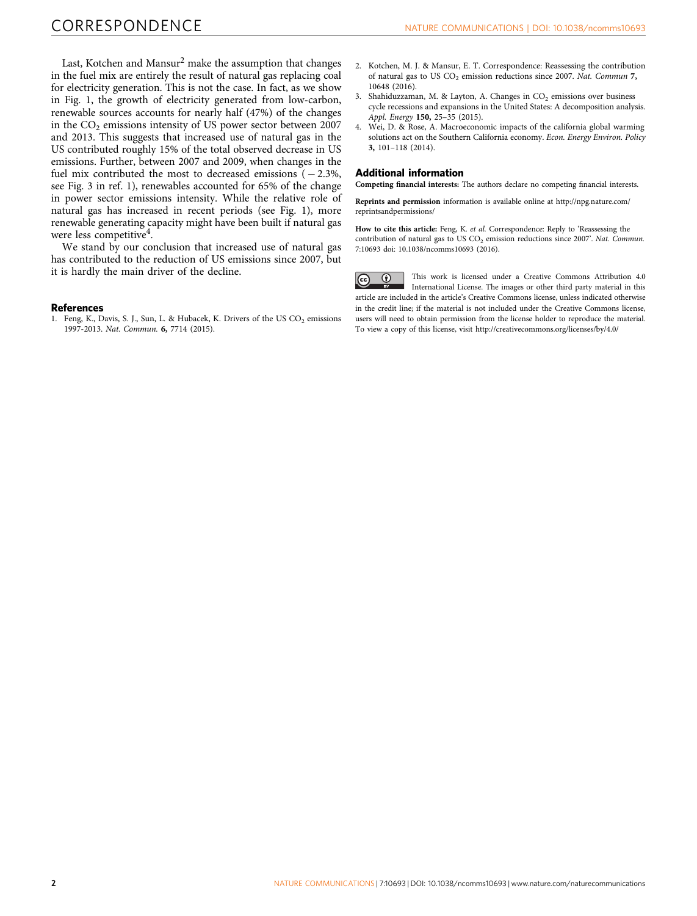Last, Kotchen and Mansur[2] make the assumption that changes in the fuel mix are entirely the result of natural gas replacing coal for electricity generation. This is not the case. In fact, as we show in Fig. 1, the growth of electricity generated from low-carbon, renewable sources accounts for nearly half (47%) of the changes in the $CO_2$ emissions intensity of US power sector between 2007 and 2013. This suggests that increased use of natural gas in the US contributed roughly 15% of the total observed decrease in US emissions. Further, between 2007 and 2009, when changes in the fuel mix contributed the most to decreased emissions ( − 2.3%, see Fig. 3 in ref. 1), renewables accounted for 65% of the change in power sector emissions intensity. While the relative role of natural gas has increased in recent periods (see Fig. 1), more renewable generating capacity might have been built if natural gas were less competitive[4].

We stand by our conclusion that increased use of natural gas has contributed to the reduction of US emissions since 2007, but it is hardly the main driver of the decline.

## References

1. Feng, K., Davis, S. J., Sun, L. & Hubacek, K. Drivers of the US $CO_2$ emissions 1997-2013. *Nat. Commun.* **6,** 7714 (2015).
2. Kotchen, M. J. & Mansur, E. T. Correspondence: Reassessing the contribution of natural gas to US $CO_2$ emission reductions since 2007. *Nat. Commun* **7,** 10648 (2016).
3. Shahiduzzaman, M. & Layton, A. Changes in $CO_2$ emissions over business cycle recessions and expansions in the United States: A decomposition analysis. *Appl. Energy* **150,** 25–35 (2015).
4. Wei, D. & Rose, A. Macroeconomic impacts of the california global warming solutions act on the Southern California economy. *Econ. Energy Environ. Policy* **3,** 101–118 (2014).

## Additional information

**Competing financial interests:** The authors declare no competing financial interests.

**Reprints and permission** information is available online at http://npg.nature.com/reprintsandpermissions/

**How to cite this article:** Feng, K. *et al.* Correspondence: Reply to 'Reassessing the contribution of natural gas to US $CO_2$ emission reductions since 2007'. *Nat. Commun.* 7:10693 doi: 10.1038/ncomms10693 (2016).

This work is licensed under a Creative Commons Attribution 4.0 International License. The images or other third party material in this article are included in the article's Creative Commons license, unless indicated otherwise in the credit line; if the material is not included under the Creative Commons license, users will need to obtain permission from the license holder to reproduce the material. To view a copy of this license, visit http://creativecommons.org/licenses/by/4.0/